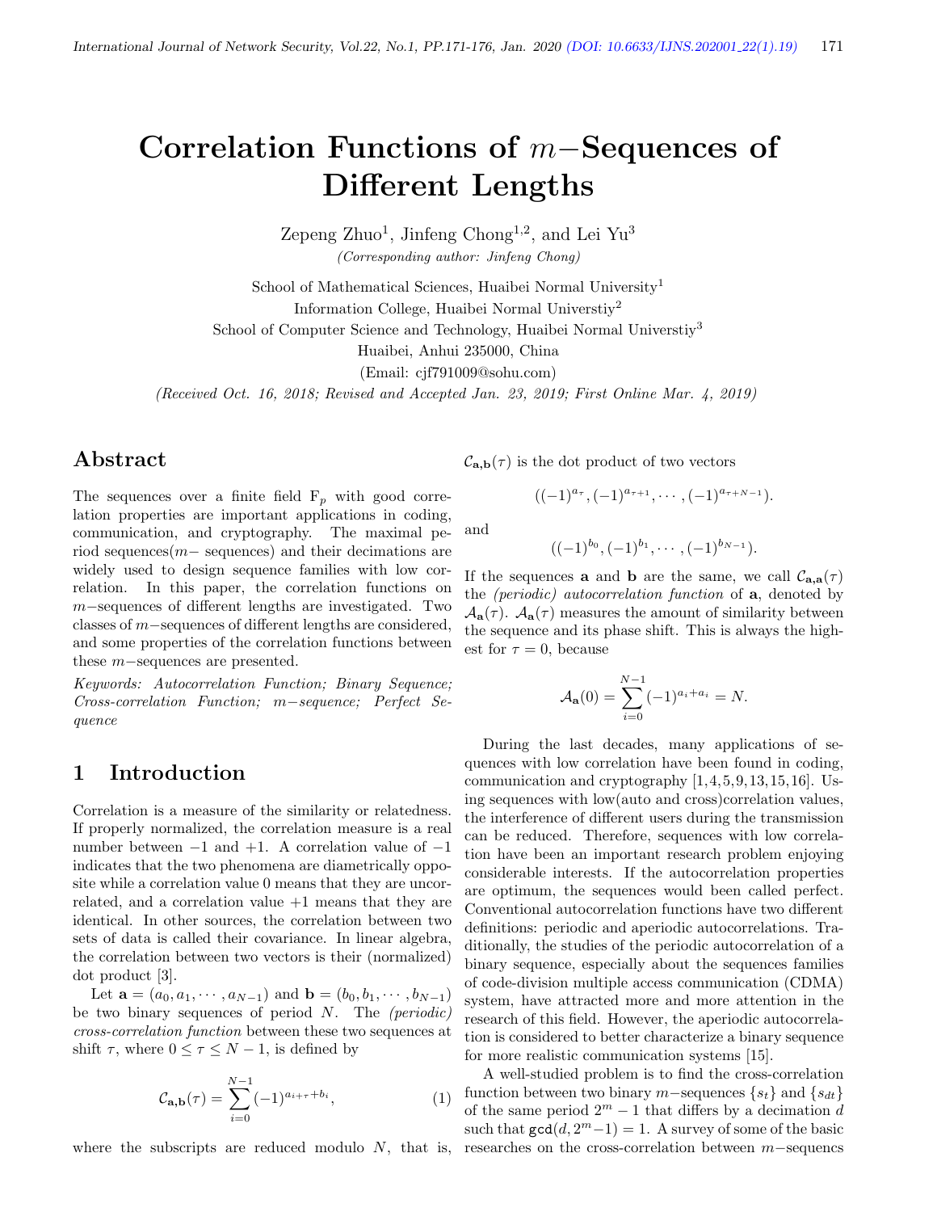# Correlation Functions of $m-$Sequences of Different Lengths

Zepeng Zhuo[1], Jinfeng Chong[1,2], and Lei Yu[3]

*(Corresponding author: Jinfeng Chong)*

School of Mathematical Sciences, Huaibei Normal University[1]

Information College, Huaibei Normal Universtiy[2]

School of Computer Science and Technology, Huaibei Normal Universtiy[3]

Huaibei, Anhui 235000, China

(Email: cjf791009@sohu.com)

*(Received Oct. 16, 2018; Revised and Accepted Jan. 23, 2019; First Online Mar. 4, 2019)*

## Abstract

The sequences over a finite field $F_p$ with good correlation properties are important applications in coding, communication, and cryptography. The maximal period sequences($m-$ sequences) and their decimations are widely used to design sequence families with low correlation. In this paper, the correlation functions on $m-$sequences of different lengths are investigated. Two classes of $m-$sequences of different lengths are considered, and some properties of the correlation functions between these $m-$sequences are presented.

*Keywords: Autocorrelation Function; Binary Sequence; Cross-correlation Function; $m-$sequence; Perfect Sequence*

## 1 Introduction

Correlation is a measure of the similarity or relatedness. If properly normalized, the correlation measure is a real number between $-1$ and $+1$. A correlation value of $-1$ indicates that the two phenomena are diametrically opposite while a correlation value 0 means that they are uncorrelated, and a correlation value $+1$ means that they are identical. In other sources, the correlation between two sets of data is called their covariance. In linear algebra, the correlation between two vectors is their (normalized) dot product [3].

Let $\mathbf{a} = (a_0, a_1, \cdots, a_{N-1})$ and $\mathbf{b} = (b_0, b_1, \cdots, b_{N-1})$ be two binary sequences of period $N$. The *(periodic) cross-correlation function* between these two sequences at shift $\tau$, where $0 \leq \tau \leq N-1$, is defined by

$$\mathcal{C}_{\mathbf{a},\mathbf{b}}(\tau) = \sum_{i=0}^{N-1} (-1)^{a_{i+\tau}+b_i}, \quad (1)$$

where the subscripts are reduced modulo $N$, that is, $\mathcal{C}_{\mathbf{a},\mathbf{b}}(\tau)$ is the dot product of two vectors

$$((-1)^{a_\tau}, (-1)^{a_{\tau+1}}, \cdots, (-1)^{a_{\tau+N-1}}).$$

and

$$((-1)^{b_0}, (-1)^{b_1}, \cdots, (-1)^{b_{N-1}}).$$

If the sequences $\mathbf{a}$ and $\mathbf{b}$ are the same, we call $\mathcal{C}_{\mathbf{a},\mathbf{a}}(\tau)$ the *(periodic) autocorrelation function* of $\mathbf{a}$, denoted by $\mathcal{A}_{\mathbf{a}}(\tau)$. $\mathcal{A}_{\mathbf{a}}(\tau)$ measures the amount of similarity between the sequence and its phase shift. This is always the highest for $\tau = 0$, because

$$\mathcal{A}_{\mathbf{a}}(0) = \sum_{i=0}^{N-1} (-1)^{a_i+a_i} = N.$$

During the last decades, many applications of sequences with low correlation have been found in coding, communication and cryptography [1,4,5,9,13,15,16]. Using sequences with low(auto and cross)correlation values, the interference of different users during the transmission can be reduced. Therefore, sequences with low correlation have been an important research problem enjoying considerable interests. If the autocorrelation properties are optimum, the sequences would been called perfect. Conventional autocorrelation functions have two different definitions: periodic and aperiodic autocorrelations. Traditionally, the studies of the periodic autocorrelation of a binary sequence, especially about the sequences families of code-division multiple access communication (CDMA) system, have attracted more and more attention in the research of this field. However, the aperiodic autocorrelation is considered to better characterize a binary sequence for more realistic communication systems [15].

A well-studied problem is to find the cross-correlation function between two binary $m-$sequences $\{s_t\}$ and $\{s_{dt}\}$ of the same period $2^m - 1$ that differs by a decimation $d$ such that $\gcd(d, 2^m-1) = 1$. A survey of some of the basic researches on the cross-correlation between $m-$sequencs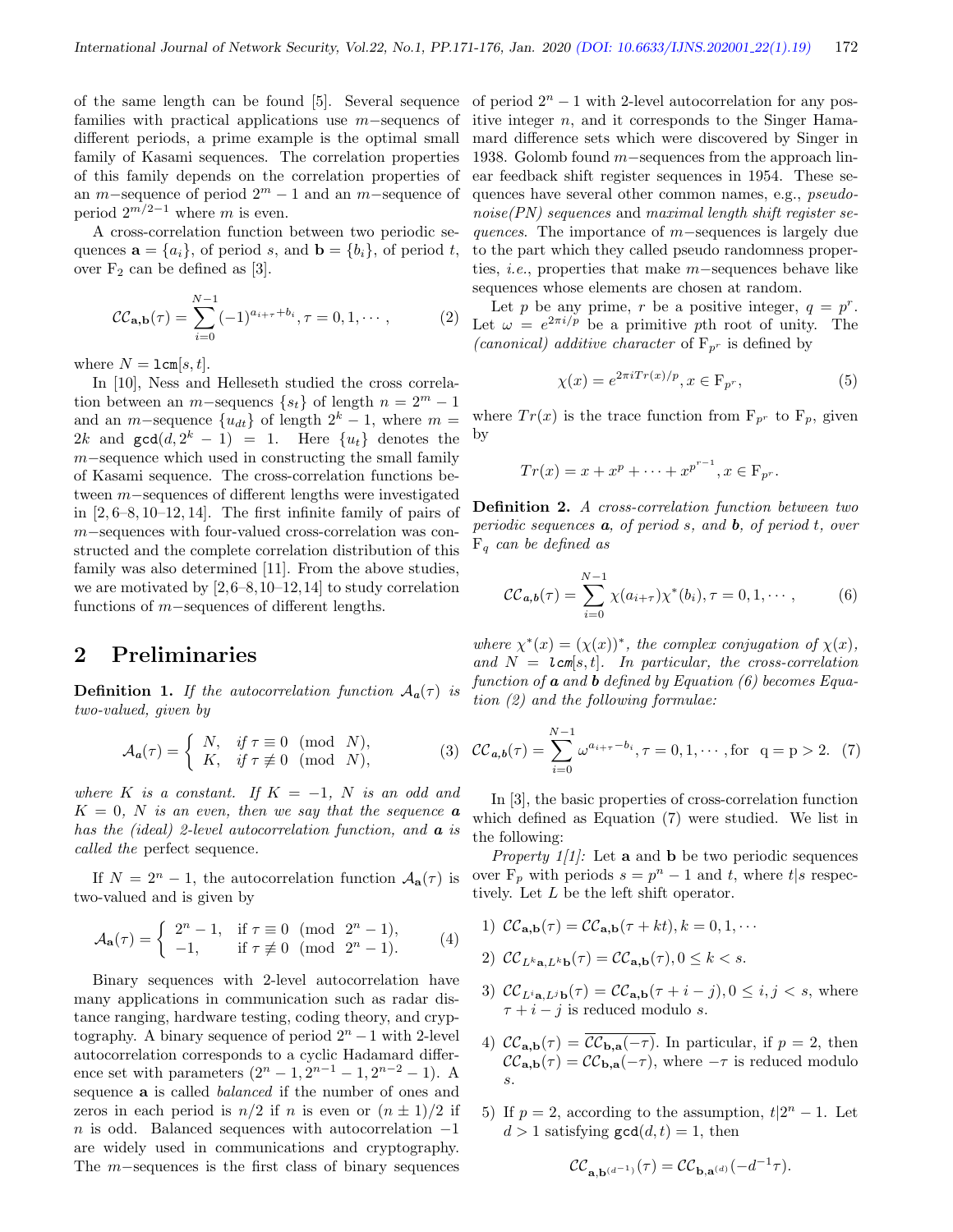of the same length can be found [5]. Several sequence families with practical applications use $m-$sequences of different periods, a prime example is the optimal small family of Kasami sequences. The correlation properties of this family depends on the correlation properties of an $m-$sequence of period $2^m - 1$ and an $m-$sequence of period $2^{m/2-1}$ where $m$ is even.

A cross-correlation function between two periodic sequences $\mathbf{a} = \{a_i\}$, of period $s$, and $\mathbf{b} = \{b_i\}$, of period $t$, over $\mathrm{F}_2$ can be defined as [3].

$$\mathcal{CC}_{\mathbf{a},\mathbf{b}}(\tau) = \sum_{i=0}^{N-1} (-1)^{a_{i+\tau}+b_i}, \tau = 0, 1, \cdots, \tag{2}$$

where $N = \mathtt{lcm}[s,t]$.

In [10], Ness and Helleseth studied the cross correlation between an $m-$sequences $\{s_t\}$ of length $n = 2^m - 1$ and an $m-$sequence $\{u_{dt}\}$ of length $2^k - 1$, where $m = 2k$ and $\mathtt{gcd}(d, 2^k - 1) = 1$. Here $\{u_t\}$ denotes the $m-$sequence which used in constructing the small family of Kasami sequence. The cross-correlation functions between $m-$sequences of different lengths were investigated in [2, 6–8, 10–12, 14]. The first infinite family of pairs of $m-$sequences with four-valued cross-correlation was constructed and the complete correlation distribution of this family was also determined [11]. From the above studies, we are motivated by [2,6–8,10–12,14] to study correlation functions of $m-$sequences of different lengths.

## 2 Preliminaries

**Definition 1.** *If the autocorrelation function $\mathcal{A}_{\boldsymbol{a}}(\tau)$ is two-valued, given by*

$$\mathcal{A}_{\boldsymbol{a}}(\tau) = \begin{cases} N, & \text{if } \tau \equiv 0 \pmod{N}, \\ K, & \text{if } \tau \not\equiv 0 \pmod{N}, \end{cases} \tag{3}$$

*where $K$ is a constant. If $K = -1$, $N$ is an odd and $K = 0$, $N$ is an even, then we say that the sequence $\boldsymbol{a}$ has the (ideal) 2-level autocorrelation function, and $\boldsymbol{a}$ is called the* perfect sequence.

If $N = 2^n - 1$, the autocorrelation function $\mathcal{A}_{\mathbf{a}}(\tau)$ is two-valued and is given by

$$\mathcal{A}_{\mathbf{a}}(\tau) = \begin{cases} 2^n - 1, & \text{if } \tau \equiv 0 \pmod{2^n - 1}, \\ -1, & \text{if } \tau \not\equiv 0 \pmod{2^n - 1}. \end{cases} \tag{4}$$

Binary sequences with 2-level autocorrelation have many applications in communication such as radar distance ranging, hardware testing, coding theory, and cryptography. A binary sequence of period $2^n - 1$ with 2-level autocorrelation corresponds to a cyclic Hadamard difference set with parameters $(2^n - 1, 2^{n-1} - 1, 2^{n-2} - 1)$. A sequence $\mathbf{a}$ is called *balanced* if the number of ones and zeros in each period is $n/2$ if $n$ is even or $(n \pm 1)/2$ if $n$ is odd. Balanced sequences with autocorrelation $-1$ are widely used in communications and cryptography. The $m-$sequences is the first class of binary sequences of period $2^n - 1$ with 2-level autocorrelation for any positive integer $n$, and it corresponds to the Singer Hamamard difference sets which were discovered by Singer in 1938. Golomb found $m-$sequences from the approach linear feedback shift register sequences in 1954. These sequences have several other common names, e.g., *pseudo-noise(PN) sequences* and *maximal length shift register sequences*. The importance of $m-$sequences is largely due to the part which they called pseudo randomness properties, *i.e.*, properties that make $m-$sequences behave like sequences whose elements are chosen at random.

Let $p$ be any prime, $r$ be a positive integer, $q = p^r$. Let $\omega = e^{2\pi i/p}$ be a primitive $p$th root of unity. The *(canonical) additive character* of $\mathrm{F}_{p^r}$ is defined by

$$\chi(x) = e^{2\pi i Tr(x)/p}, x \in \mathrm{F}_{p^r}, \tag{5}$$

where $Tr(x)$ is the trace function from $\mathrm{F}_{p^r}$ to $\mathrm{F}_p$, given by

$$Tr(x) = x + x^p + \cdots + x^{p^{r-1}}, x \in \mathrm{F}_{p^r}.$$

**Definition 2.** *A cross-correlation function between two periodic sequences $\boldsymbol{a}$, of period $s$, and $\boldsymbol{b}$, of period $t$, over $\mathrm{F}_q$ can be defined as*

$$\mathcal{CC}_{\boldsymbol{a},\boldsymbol{b}}(\tau) = \sum_{i=0}^{N-1} \chi(a_{i+\tau})\chi^*(b_i), \tau = 0, 1, \cdots, \tag{6}$$

*where $\chi^*(x) = (\chi(x))^*$, the complex conjugation of $\chi(x)$, and $N = \mathtt{lcm}[s,t]$. In particular, the cross-correlation function of $\boldsymbol{a}$ and $\boldsymbol{b}$ defined by Equation (6) becomes Equation (2) and the following formulae:*

$$\mathcal{CC}_{\boldsymbol{a},\boldsymbol{b}}(\tau) = \sum_{i=0}^{N-1} \omega^{a_{i+\tau}-b_i}, \tau = 0, 1, \cdots, \text{for } \ \text{q} = \text{p} > 2. \tag{7}$$

In [3], the basic properties of cross-correlation function which defined as Equation (7) were studied. We list in the following:

*Property 1[1]:* Let $\mathbf{a}$ and $\mathbf{b}$ be two periodic sequences over $\mathrm{F}_p$ with periods $s = p^n - 1$ and $t$, where $t|s$ respectively. Let $L$ be the left shift operator.

1) $\mathcal{CC}_{\mathbf{a},\mathbf{b}}(\tau) = \mathcal{CC}_{\mathbf{a},\mathbf{b}}(\tau + kt), k = 0, 1, \cdots$

2) $\mathcal{CC}_{L^k\mathbf{a},L^k\mathbf{b}}(\tau) = \mathcal{CC}_{\mathbf{a},\mathbf{b}}(\tau), 0 \le k < s$.

3) $\mathcal{CC}_{L^i\mathbf{a},L^j\mathbf{b}}(\tau) = \mathcal{CC}_{\mathbf{a},\mathbf{b}}(\tau + i - j), 0 \le i, j < s$, where $\tau + i - j$ is reduced modulo $s$.

4) $\mathcal{CC}_{\mathbf{a},\mathbf{b}}(\tau) = \overline{\mathcal{CC}_{\mathbf{b},\mathbf{a}}(-\tau)}$. In particular, if $p = 2$, then $\mathcal{CC}_{\mathbf{a},\mathbf{b}}(\tau) = \mathcal{CC}_{\mathbf{b},\mathbf{a}}(-\tau)$, where $-\tau$ is reduced modulo $s$.

5) If $p = 2$, according to the assumption, $t|2^n - 1$. Let $d > 1$ satisfying $\mathtt{gcd}(d, t) = 1$, then

$$\mathcal{CC}_{\mathbf{a},\mathbf{b}^{(d^{-1})}}(\tau) = \mathcal{CC}_{\mathbf{b},\mathbf{a}^{(d)}}(-d^{-1}\tau).$$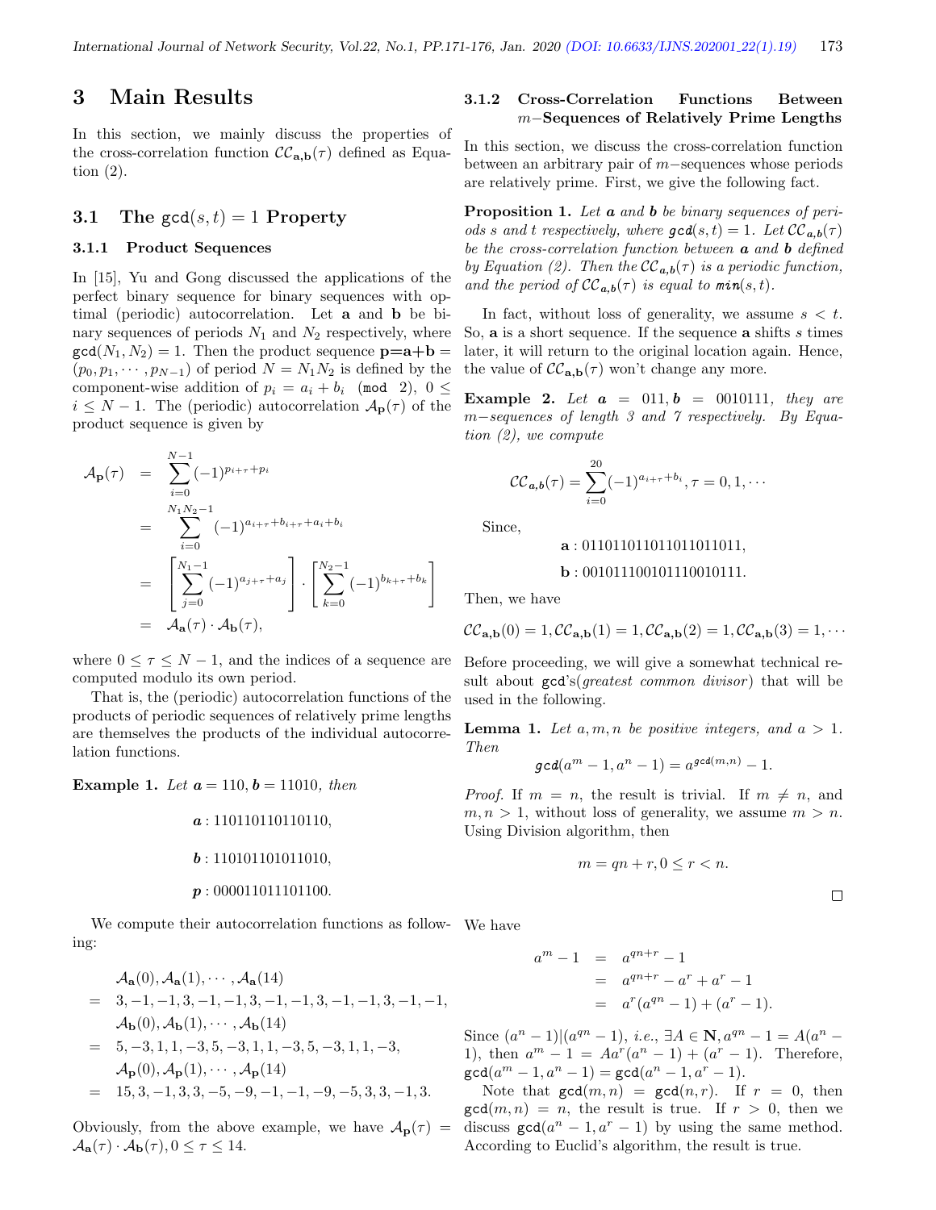# 3 Main Results

In this section, we mainly discuss the properties of the cross-correlation function $\mathcal{CC}_{\mathbf{a},\mathbf{b}}(\tau)$ defined as Equation (2).

## 3.1 The $\mathtt{gcd}(s,t) = 1$ Property

### 3.1.1 Product Sequences

In [15], Yu and Gong discussed the applications of the perfect binary sequence for binary sequences with optimal (periodic) autocorrelation. Let $\mathbf{a}$ and $\mathbf{b}$ be binary sequences of periods $N_1$ and $N_2$ respectively, where $\mathtt{gcd}(N_1, N_2) = 1$. Then the product sequence $\mathbf{p{=}a{+}b} = (p_0, p_1, \cdots, p_{N-1})$ of period $N = N_1N_2$ is defined by the component-wise addition of $p_i = a_i + b_i \pmod 2$, $0 \leq i \leq N-1$. The (periodic) autocorrelation $\mathcal{A}_{\mathbf{p}}(\tau)$ of the product sequence is given by

$$
\begin{aligned}
\mathcal{A}_{\mathbf{p}}(\tau) &= \sum_{i=0}^{N-1}(-1)^{p_{i+\tau}+p_i} \\
&= \sum_{i=0}^{N_1N_2-1}(-1)^{a_{i+\tau}+b_{i+\tau}+a_i+b_i} \\
&= \left[\sum_{j=0}^{N_1-1}(-1)^{a_{j+\tau}+a_j}\right]\cdot\left[\sum_{k=0}^{N_2-1}(-1)^{b_{k+\tau}+b_k}\right] \\
&= \mathcal{A}_{\mathbf{a}}(\tau)\cdot\mathcal{A}_{\mathbf{b}}(\tau),
\end{aligned}
$$

where $0 \leq \tau \leq N-1$, and the indices of a sequence are computed modulo its own period.

That is, the (periodic) autocorrelation functions of the products of periodic sequences of relatively prime lengths are themselves the products of the individual autocorrelation functions.

**Example 1.** *Let $\boldsymbol{a} = 110$, $\boldsymbol{b} = 11010$, then*

$$\boldsymbol{a} : 110110110110110,$$

$$\boldsymbol{b} : 110101101011010,$$

$$\boldsymbol{p} : 000011011101100.$$

We compute their autocorrelation functions as following:

$$
\begin{aligned}
& \mathcal{A}_{\mathbf{a}}(0), \mathcal{A}_{\mathbf{a}}(1), \cdots, \mathcal{A}_{\mathbf{a}}(14) \\
= \;& 3, -1, -1, 3, -1, -1, 3, -1, -1, 3, -1, -1, 3, -1, -1, \\
& \mathcal{A}_{\mathbf{b}}(0), \mathcal{A}_{\mathbf{b}}(1), \cdots, \mathcal{A}_{\mathbf{b}}(14) \\
= \;& 5, -3, 1, 1, -3, 5, -3, 1, 1, -3, 5, -3, 1, 1, -3, \\
& \mathcal{A}_{\mathbf{p}}(0), \mathcal{A}_{\mathbf{p}}(1), \cdots, \mathcal{A}_{\mathbf{p}}(14) \\
= \;& 15, 3, -1, 3, 3, -5, -9, -1, -1, -9, -5, 3, 3, -1, 3.
\end{aligned}
$$

Obviously, from the above example, we have $\mathcal{A}_{\mathbf{p}}(\tau) = \mathcal{A}_{\mathbf{a}}(\tau)\cdot\mathcal{A}_{\mathbf{b}}(\tau), 0 \leq \tau \leq 14$.

### 3.1.2 Cross-Correlation Functions Between $m-$Sequences of Relatively Prime Lengths

In this section, we discuss the cross-correlation function between an arbitrary pair of $m-$sequences whose periods are relatively prime. First, we give the following fact.

**Proposition 1.** *Let $\boldsymbol{a}$ and $\boldsymbol{b}$ be binary sequences of periods $s$ and $t$ respectively, where $\mathtt{gcd}(s,t) = 1$. Let $\mathcal{CC}_{\boldsymbol{a},\boldsymbol{b}}(\tau)$ be the cross-correlation function between $\boldsymbol{a}$ and $\boldsymbol{b}$ defined by Equation (2). Then the $\mathcal{CC}_{\boldsymbol{a},\boldsymbol{b}}(\tau)$ is a periodic function, and the period of $\mathcal{CC}_{\boldsymbol{a},\boldsymbol{b}}(\tau)$ is equal to $\mathtt{min}(s,t)$.*

In fact, without loss of generality, we assume $s < t$. So, $\mathbf{a}$ is a short sequence. If the sequence $\mathbf{a}$ shifts $s$ times later, it will return to the original location again. Hence, the value of $\mathcal{CC}_{\mathbf{a},\mathbf{b}}(\tau)$ won't change any more.

**Example 2.** *Let $\boldsymbol{a} = 011, \boldsymbol{b} = 0010111$, they are $m-$sequences of length 3 and 7 respectively. By Equation (2), we compute*

$$\mathcal{CC}_{\boldsymbol{a},\boldsymbol{b}}(\tau) = \sum_{i=0}^{20}(-1)^{a_{i+\tau}+b_i}, \tau = 0, 1, \cdots$$

Since,

$$\mathbf{a} : 011011011011011011011,$$

$$\mathbf{b} : 001011100101110010111.$$

Then, we have

$$\mathcal{CC}_{\mathbf{a},\mathbf{b}}(0) = 1, \mathcal{CC}_{\mathbf{a},\mathbf{b}}(1) = 1, \mathcal{CC}_{\mathbf{a},\mathbf{b}}(2) = 1, \mathcal{CC}_{\mathbf{a},\mathbf{b}}(3) = 1, \cdots$$

Before proceeding, we will give a somewhat technical result about $\mathtt{gcd}$'s(*greatest common divisor*) that will be used in the following.

**Lemma 1.** *Let $a, m, n$ be positive integers, and $a > 1$. Then*

$$\mathtt{gcd}(a^m - 1, a^n - 1) = a^{\mathtt{gcd}(m,n)} - 1.$$

*Proof.* If $m = n$, the result is trivial. If $m \neq n$, and $m, n > 1$, without loss of generality, we assume $m > n$. Using Division algorithm, then

$$m = qn + r, 0 \leq r < n.$$

□

We have

$$
\begin{aligned}
a^m - 1 &= a^{qn+r} - 1 \\
&= a^{qn+r} - a^r + a^r - 1 \\
&= a^r(a^{qn} - 1) + (a^r - 1).
\end{aligned}
$$

Since $(a^n - 1)|(a^{qn} - 1)$, *i.e.*, $\exists A \in \mathbf{N}, a^{qn} - 1 = A(a^n - 1)$, then $a^m - 1 = Aa^r(a^n - 1) + (a^r - 1)$. Therefore, $\mathtt{gcd}(a^m - 1, a^n - 1) = \mathtt{gcd}(a^n - 1, a^r - 1)$.

Note that $\mathtt{gcd}(m,n) = \mathtt{gcd}(n,r)$. If $r = 0$, then $\mathtt{gcd}(m,n) = n$, the result is true. If $r > 0$, then we discuss $\mathtt{gcd}(a^n - 1, a^r - 1)$ by using the same method. According to Euclid's algorithm, the result is true.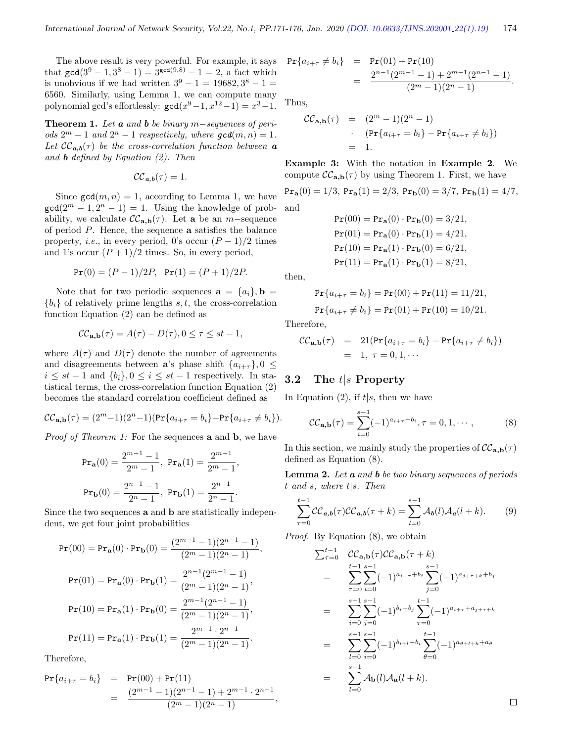The above result is very powerful. For example, it says that $\texttt{gcd}(3^9-1, 3^8-1) = 3^{\texttt{gcd}(9,8)} - 1 = 2$, a fact which is unobvious if we had written $3^9 - 1 = 19682, 3^8 - 1 = 6560$. Similarly, using Lemma 1, we can compute many polynomial gcd's effortlessly: $\texttt{gcd}(x^9 - 1, x^{12} - 1) = x^3 - 1$.

**Theorem 1.** *Let* $\boldsymbol{a}$ *and* $\boldsymbol{b}$ *be binary* $m-$*sequences of periods* $2^m - 1$ *and* $2^n - 1$ *respectively, where* $\texttt{gcd}(m, n) = 1$. *Let* $\mathcal{CC}_{\boldsymbol{a},\boldsymbol{b}}(\tau)$ *be the cross-correlation function between* $\boldsymbol{a}$ *and* $\boldsymbol{b}$ *defined by Equation (2). Then*

$$\mathcal{CC}_{\boldsymbol{a},\boldsymbol{b}}(\tau) = 1.$$

Since $\texttt{gcd}(m, n) = 1$, according to Lemma 1, we have $\texttt{gcd}(2^m - 1, 2^n - 1) = 1$. Using the knowledge of probability, we calculate $\mathcal{CC}_{\mathbf{a},\mathbf{b}}(\tau)$. Let $\mathbf{a}$ be an $m-$sequence of period $P$. Hence, the sequence $\mathbf{a}$ satisfies the balance property, *i.e.*, in every period, 0's occur $(P-1)/2$ times and 1's occur $(P+1)/2$ times. So, in every period,

$$\texttt{Pr}(0) = (P-1)/2P, \quad \texttt{Pr}(1) = (P+1)/2P.$$

Note that for two periodic sequences $\mathbf{a} = \{a_i\}, \mathbf{b} = \{b_i\}$ of relatively prime lengths $s, t$, the cross-correlation function Equation (2) can be defined as

$$\mathcal{CC}_{\mathbf{a},\mathbf{b}}(\tau) = A(\tau) - D(\tau), 0 \le \tau \le st - 1,$$

where $A(\tau)$ and $D(\tau)$ denote the number of agreements and disagreements between $\mathbf{a}$'s phase shift $\{a_{i+\tau}\}, 0 \le i \le st-1$ and $\{b_i\}, 0 \le i \le st - 1$ respectively. In statistical terms, the cross-correlation function Equation (2) becomes the standard correlation coefficient defined as

$$\mathcal{CC}_{\mathbf{a},\mathbf{b}}(\tau) = (2^m-1)(2^n-1)(\texttt{Pr}\{a_{i+\tau} = b_i\} - \texttt{Pr}\{a_{i+\tau} \ne b_i\}).$$

*Proof of Theorem 1:* For the sequences $\mathbf{a}$ and $\mathbf{b}$, we have

$$\texttt{Pr}_{\mathbf{a}}(0) = \frac{2^{m-1}-1}{2^m-1}, \ \texttt{Pr}_{\mathbf{a}}(1) = \frac{2^{m-1}}{2^m-1},$$

$$\texttt{Pr}_{\mathbf{b}}(0) = \frac{2^{n-1}-1}{2^n-1}, \ \texttt{Pr}_{\mathbf{b}}(1) = \frac{2^{n-1}}{2^n-1}.$$

Since the two sequences $\mathbf{a}$ and $\mathbf{b}$ are statistically independent, we get four joint probabilities

$$\texttt{Pr}(00) = \texttt{Pr}_{\mathbf{a}}(0) \cdot \texttt{Pr}_{\mathbf{b}}(0) = \frac{(2^{m-1}-1)(2^{n-1}-1)}{(2^m-1)(2^n-1)},$$

$$\texttt{Pr}(01) = \texttt{Pr}_{\mathbf{a}}(0) \cdot \texttt{Pr}_{\mathbf{b}}(1) = \frac{2^{n-1}(2^{m-1}-1)}{(2^m-1)(2^n-1)},$$

$$\texttt{Pr}(10) = \texttt{Pr}_{\mathbf{a}}(1) \cdot \texttt{Pr}_{\mathbf{b}}(0) = \frac{2^{m-1}(2^{n-1}-1)}{(2^m-1)(2^n-1)},$$

$$\texttt{Pr}(11) = \texttt{Pr}_{\mathbf{a}}(1) \cdot \texttt{Pr}_{\mathbf{b}}(1) = \frac{2^{m-1} \cdot 2^{n-1}}{(2^m-1)(2^n-1)}.$$

Therefore,

$$\begin{aligned}\texttt{Pr}\{a_{i+\tau} = b_i\} &= \texttt{Pr}(00) + \texttt{Pr}(11) \\ &= \frac{(2^{m-1}-1)(2^{n-1}-1) + 2^{m-1} \cdot 2^{n-1}}{(2^m-1)(2^n-1)},\end{aligned}$$

$$\begin{aligned}\texttt{Pr}\{a_{i+\tau} \ne b_i\} &= \texttt{Pr}(01) + \texttt{Pr}(10) \\ &= \frac{2^{n-1}(2^{m-1}-1) + 2^{m-1}(2^{n-1}-1)}{(2^m-1)(2^n-1)}.\end{aligned}$$

Thus,

$$\begin{aligned}\mathcal{CC}_{\mathbf{a},\mathbf{b}}(\tau) &= (2^m-1)(2^n-1) \\ &\cdot \ (\texttt{Pr}\{a_{i+\tau} = b_i\} - \texttt{Pr}\{a_{i+\tau} \ne b_i\}) \\ &= 1.\end{aligned}$$

**Example 3:** With the notation in **Example 2**. We compute $\mathcal{CC}_{\mathbf{a},\mathbf{b}}(\tau)$ by using Theorem 1. First, we have

$$\texttt{Pr}_{\mathbf{a}}(0) = 1/3, \ \texttt{Pr}_{\mathbf{a}}(1) = 2/3, \ \texttt{Pr}_{\mathbf{b}}(0) = 3/7, \ \texttt{Pr}_{\mathbf{b}}(1) = 4/7,$$

and

$$\begin{aligned}\texttt{Pr}(00) &= \texttt{Pr}_{\mathbf{a}}(0) \cdot \texttt{Pr}_{\mathbf{b}}(0) = 3/21, \\ \texttt{Pr}(01) &= \texttt{Pr}_{\mathbf{a}}(0) \cdot \texttt{Pr}_{\mathbf{b}}(1) = 4/21, \\ \texttt{Pr}(10) &= \texttt{Pr}_{\mathbf{a}}(1) \cdot \texttt{Pr}_{\mathbf{b}}(0) = 6/21, \\ \texttt{Pr}(11) &= \texttt{Pr}_{\mathbf{a}}(1) \cdot \texttt{Pr}_{\mathbf{b}}(1) = 8/21,\end{aligned}$$

then,

$$\begin{aligned}\texttt{Pr}\{a_{i+\tau} = b_i\} &= \texttt{Pr}(00) + \texttt{Pr}(11) = 11/21, \\ \texttt{Pr}\{a_{i+\tau} \ne b_i\} &= \texttt{Pr}(01) + \texttt{Pr}(10) = 10/21.\end{aligned}$$

Therefore,

$$\begin{aligned}\mathcal{CC}_{\mathbf{a},\mathbf{b}}(\tau) &= 21(\texttt{Pr}\{a_{i+\tau} = b_i\} - \texttt{Pr}\{a_{i+\tau} \ne b_i\}) \\ &= 1, \ \tau = 0, 1, \cdots\end{aligned}$$

## 3.2 The $t|s$ Property

In Equation (2), if $t|s$, then we have

$$\mathcal{CC}_{\mathbf{a},\mathbf{b}}(\tau) = \sum_{i=0}^{s-1} (-1)^{a_{i+\tau}+b_i}, \tau = 0, 1, \cdots, \tag{8}$$

In this section, we mainly study the properties of $\mathcal{CC}_{\mathbf{a},\mathbf{b}}(\tau)$ defined as Equation (8).

**Lemma 2.** *Let* $\boldsymbol{a}$ *and* $\boldsymbol{b}$ *be two binary sequences of periods* $t$ *and* $s$*, where* $t|s$. *Then*

$$\sum_{\tau=0}^{t-1} \mathcal{CC}_{\boldsymbol{a},\boldsymbol{b}}(\tau)\mathcal{CC}_{\boldsymbol{a},\boldsymbol{b}}(\tau+k) = \sum_{l=0}^{s-1} \mathcal{A}_{\boldsymbol{b}}(l)\mathcal{A}_{\boldsymbol{a}}(l+k). \tag{9}$$

*Proof.* By Equation (8), we obtain

$$\begin{aligned}&\textstyle\sum_{\tau=0}^{t-1} \mathcal{CC}_{\mathbf{a},\mathbf{b}}(\tau)\mathcal{CC}_{\mathbf{a},\mathbf{b}}(\tau+k) \\ &= \sum_{\tau=0}^{t-1}\sum_{i=0}^{s-1}(-1)^{a_{i+\tau}+b_i}\sum_{j=0}^{s-1}(-1)^{a_{j+\tau+k}+b_j} \\ &= \sum_{i=0}^{s-1}\sum_{j=0}^{s-1}(-1)^{b_i+b_j}\sum_{\tau=0}^{t-1}(-1)^{a_{i+\tau}+a_{j+\tau+k}} \\ &= \sum_{l=0}^{s-1}\sum_{i=0}^{s-1}(-1)^{b_{i+l}+b_i}\sum_{\theta=0}^{t-1}(-1)^{a_{\theta+l+k}+a_\theta} \\ &= \sum_{l=0}^{s-1}\mathcal{A}_{\mathbf{b}}(l)\mathcal{A}_{\mathbf{a}}(l+k).\end{aligned}$$

□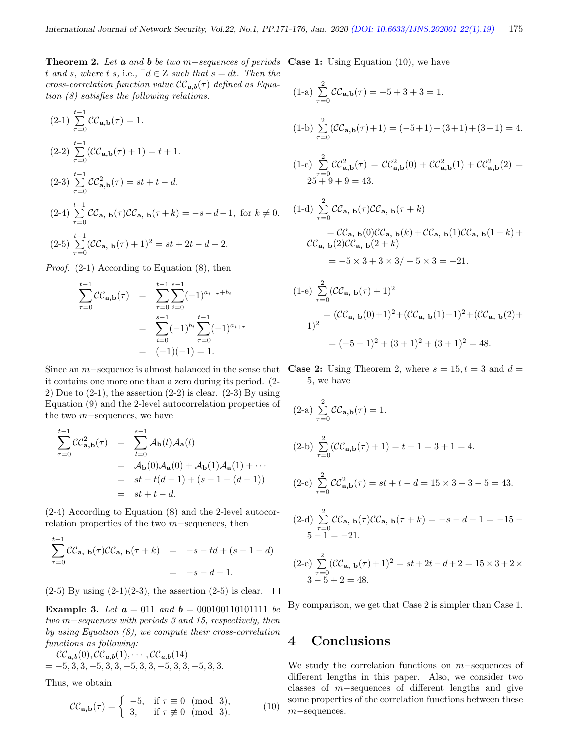**Theorem 2.** *Let $\boldsymbol{a}$ and $\boldsymbol{b}$ be two $m-$sequences of periods $t$ and $s$, where $t|s$, i.e., $\exists d \in \mathbb{Z}$ such that $s = dt$. Then the cross-correlation function value $\mathcal{CC}_{\boldsymbol{a},\boldsymbol{b}}(\tau)$ defined as Equation (8) satisfies the following relations.*

(2-1) $\sum_{\tau=0}^{t-1} \mathcal{CC}_{\mathbf{a},\mathbf{b}}(\tau) = 1.$

(2-2) $\sum_{\tau=0}^{t-1} (\mathcal{CC}_{\mathbf{a},\mathbf{b}}(\tau) + 1) = t + 1.$

(2-3) $\sum_{\tau=0}^{t-1} \mathcal{CC}^2_{\mathbf{a},\mathbf{b}}(\tau) = st + t - d.$

(2-4) $\sum_{\tau=0}^{t-1} \mathcal{CC}_{\mathbf{a},\ \mathbf{b}}(\tau)\mathcal{CC}_{\mathbf{a},\ \mathbf{b}}(\tau + k) = -s - d - 1,$ for $k \neq 0$.

(2-5) $\sum_{\tau=0}^{t-1} (\mathcal{CC}_{\mathbf{a},\ \mathbf{b}}(\tau) + 1)^2 = st + 2t - d + 2.$

*Proof.* (2-1) According to Equation (8), then

$$
\begin{aligned}
\sum_{\tau=0}^{t-1} \mathcal{CC}_{\mathbf{a},\mathbf{b}}(\tau) &= \sum_{\tau=0}^{t-1}\sum_{i=0}^{s-1} (-1)^{a_{i+\tau}+b_i} \\
&= \sum_{i=0}^{s-1} (-1)^{b_i} \sum_{\tau=0}^{t-1} (-1)^{a_{i+\tau}} \\
&= (-1)(-1) = 1.
\end{aligned}
$$

Since an $m-$sequence is almost balanced in the sense that it contains one more one than a zero during its period. (2-2) Due to (2-1), the assertion (2-2) is clear. (2-3) By using Equation (9) and the 2-level autocorrelation properties of the two $m-$sequences, we have

$$
\begin{aligned}
\sum_{\tau=0}^{t-1} \mathcal{CC}^2_{\mathbf{a},\mathbf{b}}(\tau) &= \sum_{l=0}^{s-1} \mathcal{A}_{\mathbf{b}}(l)\mathcal{A}_{\mathbf{a}}(l) \\
&= \mathcal{A}_{\mathbf{b}}(0)\mathcal{A}_{\mathbf{a}}(0) + \mathcal{A}_{\mathbf{b}}(1)\mathcal{A}_{\mathbf{a}}(1) + \cdots \\
&= st - t(d-1) + (s - 1 - (d-1)) \\
&= st + t - d.
\end{aligned}
$$

(2-4) According to Equation (8) and the 2-level autocorrelation properties of the two $m-$sequences, then

$$
\begin{aligned}
\sum_{\tau=0}^{t-1} \mathcal{CC}_{\mathbf{a},\ \mathbf{b}}(\tau)\mathcal{CC}_{\mathbf{a},\ \mathbf{b}}(\tau + k) &= -s - td + (s - 1 - d) \\
&= -s - d - 1.
\end{aligned}
$$

(2-5) By using (2-1)(2-3), the assertion (2-5) is clear. $\square$

**Example 3.** *Let $\boldsymbol{a} = 011$ and $\boldsymbol{b} = 000100110101111$ be two $m-$sequences with periods 3 and 15, respectively, then by using Equation (8), we compute their cross-correlation functions as following:*

$\mathcal{CC}_{\boldsymbol{a},\boldsymbol{b}}(0), \mathcal{CC}_{\boldsymbol{a},\boldsymbol{b}}(1), \cdots, \mathcal{CC}_{\boldsymbol{a},\boldsymbol{b}}(14)$
$= -5, 3, 3, -5, 3, 3, -5, 3, 3, -5, 3, 3, -5, 3, 3.$

Thus, we obtain

$$
\mathcal{CC}_{\mathbf{a},\mathbf{b}}(\tau) = \begin{cases} -5, & \text{if } \tau \equiv 0 \pmod 3, \\ 3, & \text{if } \tau \not\equiv 0 \pmod 3. \end{cases} \tag{10}
$$

**Case 1:** Using Equation (10), we have

(1-a) $\sum_{\tau=0}^{2} \mathcal{CC}_{\mathbf{a},\mathbf{b}}(\tau) = -5 + 3 + 3 = 1.$

(1-b) $\sum_{\tau=0}^{2} (\mathcal{CC}_{\mathbf{a},\mathbf{b}}(\tau) + 1) = (-5+1) + (3+1) + (3+1) = 4.$

(1-c) $\sum_{\tau=0}^{2} \mathcal{CC}^2_{\mathbf{a},\mathbf{b}}(\tau) = \mathcal{CC}^2_{\mathbf{a},\mathbf{b}}(0) + \mathcal{CC}^2_{\mathbf{a},\mathbf{b}}(1) + \mathcal{CC}^2_{\mathbf{a},\mathbf{b}}(2) = 25 + 9 + 9 = 43.$

(1-d) $\sum_{\tau=0}^{2} \mathcal{CC}_{\mathbf{a},\ \mathbf{b}}(\tau)\mathcal{CC}_{\mathbf{a},\ \mathbf{b}}(\tau + k)$

$= \mathcal{CC}_{\mathbf{a},\ \mathbf{b}}(0)\mathcal{CC}_{\mathbf{a},\ \mathbf{b}}(k) + \mathcal{CC}_{\mathbf{a},\ \mathbf{b}}(1)\mathcal{CC}_{\mathbf{a},\ \mathbf{b}}(1+k) + \mathcal{CC}_{\mathbf{a},\ \mathbf{b}}(2)\mathcal{CC}_{\mathbf{a},\ \mathbf{b}}(2+k)$

$= -5 \times 3 + 3 \times 3 / -5 \times 3 = -21.$

(1-e) $\sum_{\tau=0}^{2} (\mathcal{CC}_{\mathbf{a},\ \mathbf{b}}(\tau) + 1)^2$

$= (\mathcal{CC}_{\mathbf{a},\ \mathbf{b}}(0)+1)^2 + (\mathcal{CC}_{\mathbf{a},\ \mathbf{b}}(1)+1)^2 + (\mathcal{CC}_{\mathbf{a},\ \mathbf{b}}(2)+1)^2$

$= (-5+1)^2 + (3+1)^2 + (3+1)^2 = 48.$

**Case 2:** Using Theorem 2, where $s = 15, t = 3$ and $d = 5$, we have

(2-a) $\sum_{\tau=0}^{2} \mathcal{CC}_{\mathbf{a},\mathbf{b}}(\tau) = 1.$

(2-b) $\sum_{\tau=0}^{2} (\mathcal{CC}_{\mathbf{a},\mathbf{b}}(\tau) + 1) = t + 1 = 3 + 1 = 4.$

(2-c) $\sum_{\tau=0}^{2} \mathcal{CC}^2_{\mathbf{a},\mathbf{b}}(\tau) = st + t - d = 15 \times 3 + 3 - 5 = 43.$

(2-d) $\sum_{\tau=0}^{2} \mathcal{CC}_{\mathbf{a},\ \mathbf{b}}(\tau)\mathcal{CC}_{\mathbf{a},\ \mathbf{b}}(\tau + k) = -s - d - 1 = -15 - 5 - 1 = -21.$

(2-e) $\sum_{\tau=0}^{2} (\mathcal{CC}_{\mathbf{a},\ \mathbf{b}}(\tau) + 1)^2 = st + 2t - d + 2 = 15 \times 3 + 2 \times 3 - 5 + 2 = 48.$

By comparison, we get that Case 2 is simpler than Case 1.

## 4 Conclusions

We study the correlation functions on $m-$sequences of different lengths in this paper. Also, we consider two classes of $m-$sequences of different lengths and give some properties of the correlation functions between these $m-$sequences.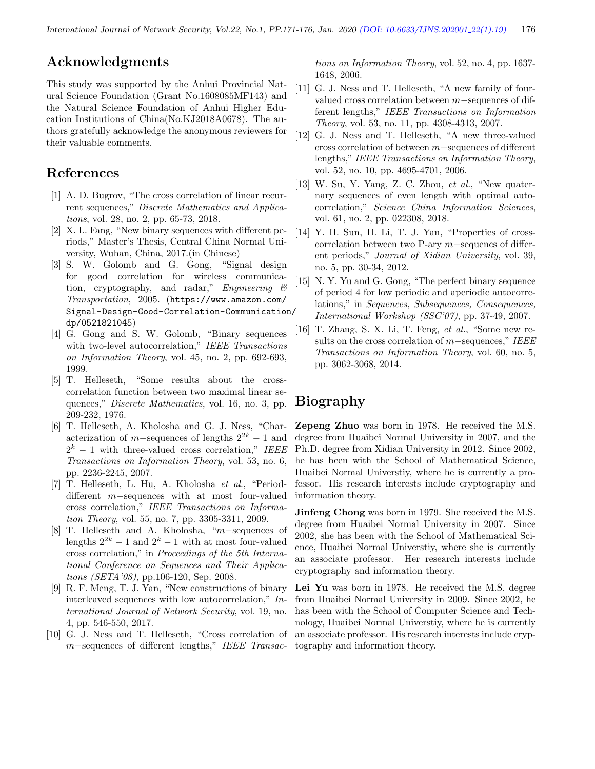## Acknowledgments

This study was supported by the Anhui Provincial Natural Science Foundation (Grant No.1608085MF143) and the Natural Science Foundation of Anhui Higher Education Institutions of China(No.KJ2018A0678). The authors gratefully acknowledge the anonymous reviewers for their valuable comments.

## References

[1] A. D. Bugrov, "The cross correlation of linear recurrent sequences," *Discrete Mathematics and Applications*, vol. 28, no. 2, pp. 65-73, 2018.

[2] X. L. Fang, "New binary sequences with different periods," Master's Thesis, Central China Normal University, Wuhan, China, 2017.(in Chinese)

[3] S. W. Golomb and G. Gong, "Signal design for good correlation for wireless communication, cryptography, and radar," *Engineering & Transportation*, 2005. (`https://www.amazon.com/Signal-Design-Good-Correlation-Communication/dp/0521821045`)

[4] G. Gong and S. W. Golomb, "Binary sequences with two-level autocorrelation," *IEEE Transactions on Information Theory*, vol. 45, no. 2, pp. 692-693, 1999.

[5] T. Helleseth, "Some results about the cross-correlation function between two maximal linear sequences," *Discrete Mathematics*, vol. 16, no. 3, pp. 209-232, 1976.

[6] T. Helleseth, A. Kholosha and G. J. Ness, "Characterization of $m-$sequences of lengths $2^{2k}-1$ and $2^k-1$ with three-valued cross correlation," *IEEE Transactions on Information Theory*, vol. 53, no. 6, pp. 2236-2245, 2007.

[7] T. Helleseth, L. Hu, A. Kholosha *et al.*, "Period-different $m-$sequences with at most four-valued cross correlation," *IEEE Transactions on Information Theory*, vol. 55, no. 7, pp. 3305-3311, 2009.

[8] T. Helleseth and A. Kholosha, "$m-$sequences of lengths $2^{2k}-1$ and $2^k-1$ with at most four-valued cross correlation," in *Proceedings of the 5th International Conference on Sequences and Their Applications (SETA'08)*, pp.106-120, Sep. 2008.

[9] R. F. Meng, T. J. Yan, "New constructions of binary interleaved sequences with low autocorrelation," *International Journal of Network Security*, vol. 19, no. 4, pp. 546-550, 2017.

[10] G. J. Ness and T. Helleseth, "Cross correlation of $m-$sequences of different lengths," *IEEE Transactions on Information Theory*, vol. 52, no. 4, pp. 1637-1648, 2006.

[11] G. J. Ness and T. Helleseth, "A new family of four-valued cross correlation between $m-$sequences of different lengths," *IEEE Transactions on Information Theory*, vol. 53, no. 11, pp. 4308-4313, 2007.

[12] G. J. Ness and T. Helleseth, "A new three-valued cross correlation of between $m-$sequences of different lengths," *IEEE Transactions on Information Theory*, vol. 52, no. 10, pp. 4695-4701, 2006.

[13] W. Su, Y. Yang, Z. C. Zhou, *et al.*, "New quaternary sequences of even length with optimal autocorrelation," *Science China Information Sciences*, vol. 61, no. 2, pp. 022308, 2018.

[14] Y. H. Sun, H. Li, T. J. Yan, "Properties of cross-correlation between two P-ary $m-$sequencs of different periods," *Journal of Xidian University*, vol. 39, no. 5, pp. 30-34, 2012.

[15] N. Y. Yu and G. Gong, "The perfect binary sequence of period 4 for low periodic and aperiodic autocorrelations," in *Sequences, Subsequences, Consequences, International Workshop (SSC'07)*, pp. 37-49, 2007.

[16] T. Zhang, S. X. Li, T. Feng, *et al.*, "Some new results on the cross correlation of $m-$sequences," *IEEE Transactions on Information Theory*, vol. 60, no. 5, pp. 3062-3068, 2014.

## Biography

**Zepeng Zhuo** was born in 1978. He received the M.S. degree from Huaibei Normal University in 2007, and the Ph.D. degree from Xidian University in 2012. Since 2002, he has been with the School of Mathematical Science, Huaibei Normal Universtiy, where he is currently a professor. His research interests include cryptography and information theory.

**Jinfeng Chong** was born in 1979. She received the M.S. degree from Huaibei Normal University in 2007. Since 2002, she has been with the School of Mathematical Science, Huaibei Normal Universtiy, where she is currently an associate professor. Her research interests include cryptography and information theory.

**Lei Yu** was born in 1978. He received the M.S. degree from Huaibei Normal University in 2009. Since 2002, he has been with the School of Computer Science and Technology, Huaibei Normal Universtiy, where he is currently an associate professor. His research interests include cryptography and information theory.